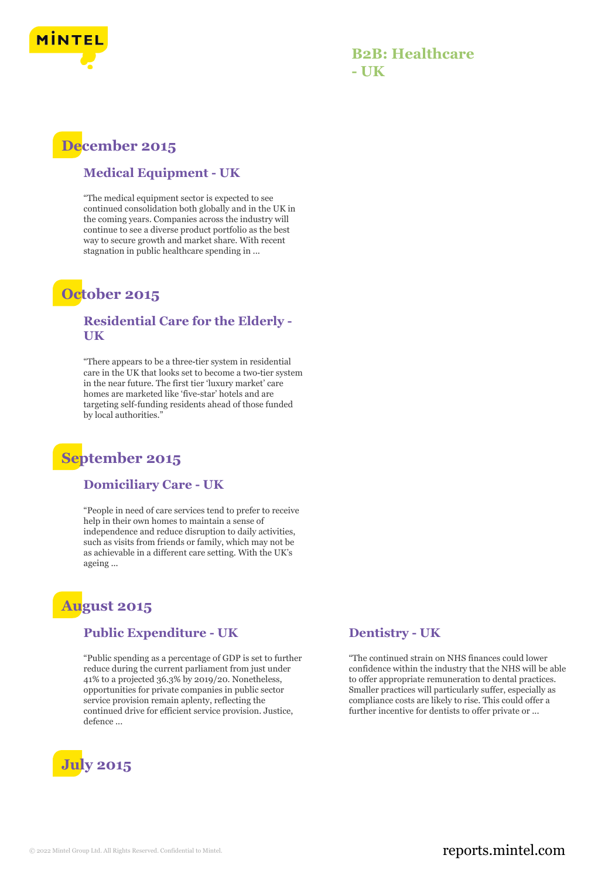# B2B: Healthcare - UK

## December 2015

### Medical Equipment - UK

"The medical equipment sector is expected to see continued consolidation both globally and in the UK in the coming years. Companies across the industry will continue to see a diverse product portfolio as the best way to secure growth and market share. With recent stagnation in public healthcare spending in ...

## October 2015

### Residential Care for the Elderly - UK

"There appears to be a three-tier system in residential care in the UK that looks set to become a two-tier system in the near future. The first tier 'luxury market' care homes are marketed like 'five-star' hotels and are targeting self-funding residents ahead of those funded by local authorities."

## September 2015

### Domiciliary Care - UK

"People in need of care services tend to prefer to receive help in their own homes to maintain a sense of independence and reduce disruption to daily activities, such as visits from friends or family, which may not be as achievable in a different care setting. With the UK's ageing ...

## August 2015

### Public Expenditure - UK

"Public spending as a percentage of GDP is set to further reduce during the current parliament from just under 41% to a projected 36.3% by 2019/20. Nonetheless, opportunities for private companies in public sector service provision remain aplenty, reflecting the continued drive for efficient service provision. Justice, defence ...

### Dentistry - UK

"The continued strain on NHS finances could lower confidence within the industry that the NHS will be able to offer appropriate remuneration to dental practices. Smaller practices will particularly suffer, especially as compliance costs are likely to rise. This could offer a further incentive for dentists to offer private or ...

## July 2015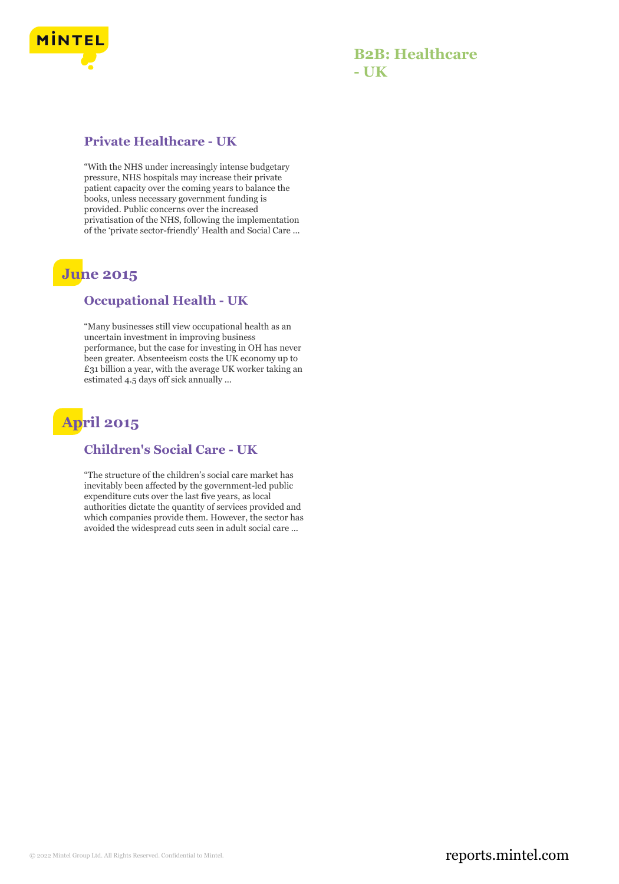### Private Healthcare - UK

"With the NHS under increasingly intense budgetary pressure, NHS hospitals may increase their private patient capacity over the coming years to balance the books, unless necessary government funding is provided. Public concerns over the increased privatisation of the NHS, following the implementation of the 'private sector-friendly' Health and Social Care ...

## June 2015

### Occupational Health - UK

"Many businesses still view occupational health as an uncertain investment in improving business performance, but the case for investing in OH has never been greater. Absenteeism costs the UK economy up to £31 billion a year, with the average UK worker taking an estimated 4.5 days off sick annually ...

## April 2015

### Children's Social Care - UK

"The structure of the children's social care market has inevitably been affected by the government-led public expenditure cuts over the last five years, as local authorities dictate the quantity of services provided and which companies provide them. However, the sector has avoided the widespread cuts seen in adult social care ...